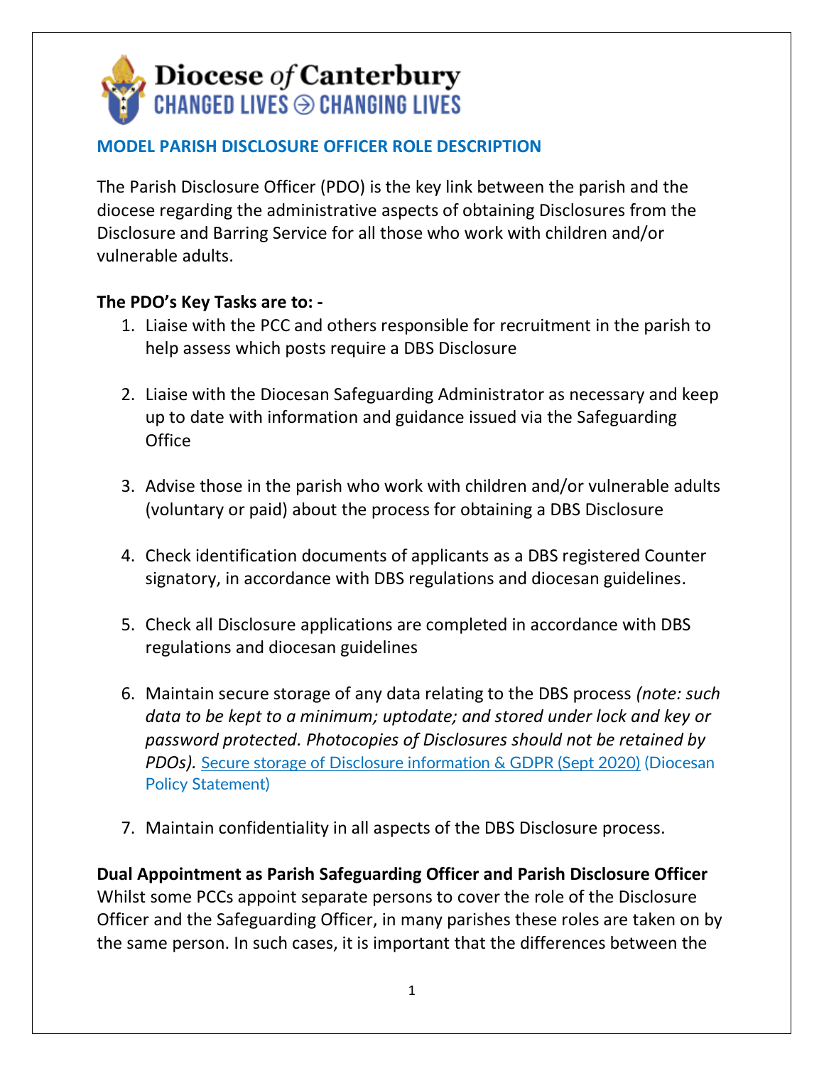Diocese of Canterbury
CHANGED LIVES → CHANGING LIVES

## MODEL PARISH DISCLOSURE OFFICER ROLE DESCRIPTION

The Parish Disclosure Officer (PDO) is the key link between the parish and the diocese regarding the administrative aspects of obtaining Disclosures from the Disclosure and Barring Service for all those who work with children and/or vulnerable adults.

**The PDO's Key Tasks are to: -**

1. Liaise with the PCC and others responsible for recruitment in the parish to help assess which posts require a DBS Disclosure

2. Liaise with the Diocesan Safeguarding Administrator as necessary and keep up to date with information and guidance issued via the Safeguarding Office

3. Advise those in the parish who work with children and/or vulnerable adults (voluntary or paid) about the process for obtaining a DBS Disclosure

4. Check identification documents of applicants as a DBS registered Counter signatory, in accordance with DBS regulations and diocesan guidelines.

5. Check all Disclosure applications are completed in accordance with DBS regulations and diocesan guidelines

6. Maintain secure storage of any data relating to the DBS process *(note: such data to be kept to a minimum; uptodate; and stored under lock and key or password protected. Photocopies of Disclosures should not be retained by PDOs).* Secure storage of Disclosure information & GDPR (Sept 2020) (Diocesan Policy Statement)

7. Maintain confidentiality in all aspects of the DBS Disclosure process.

**Dual Appointment as Parish Safeguarding Officer and Parish Disclosure Officer**
Whilst some PCCs appoint separate persons to cover the role of the Disclosure Officer and the Safeguarding Officer, in many parishes these roles are taken on by the same person. In such cases, it is important that the differences between the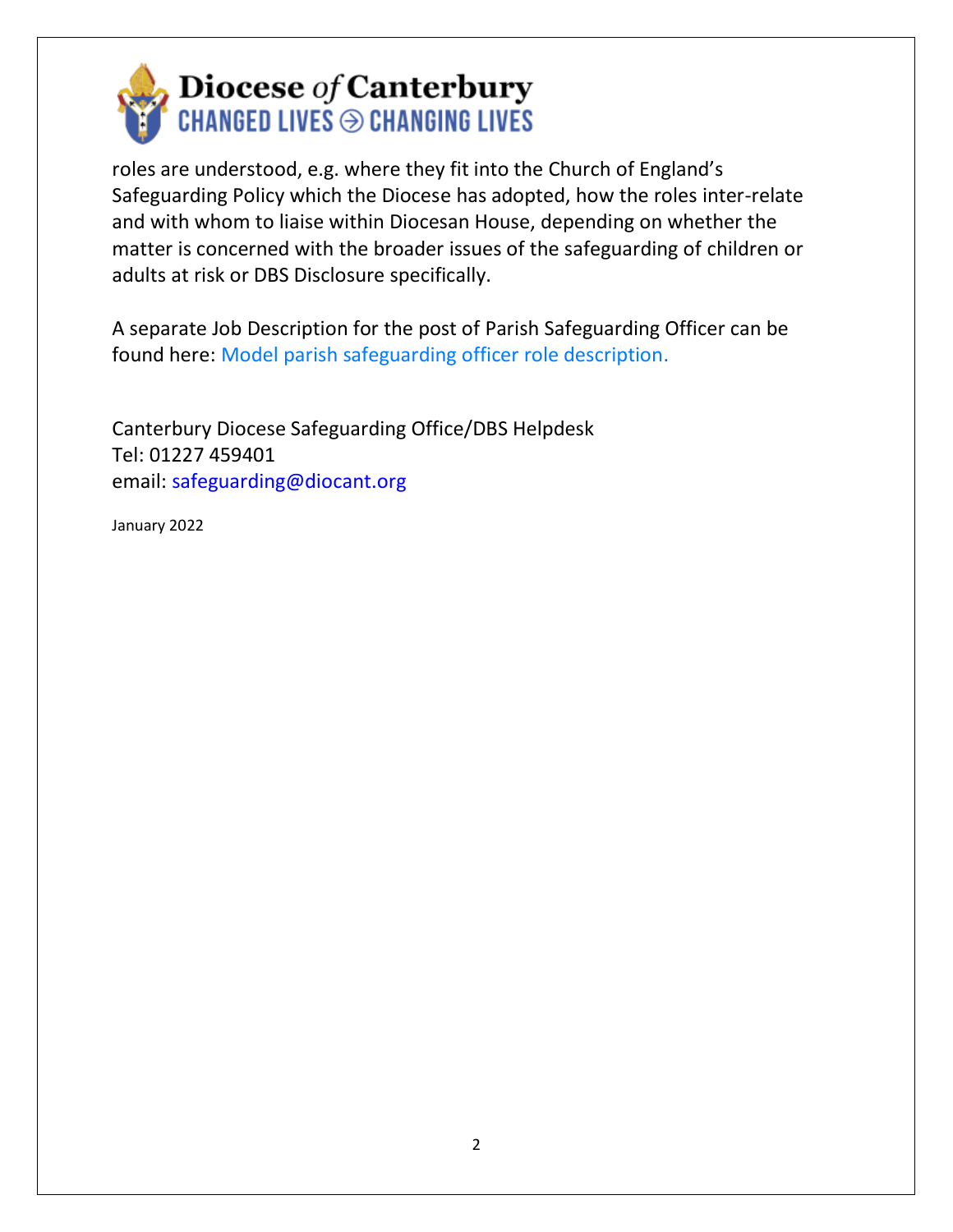roles are understood, e.g. where they fit into the Church of England's Safeguarding Policy which the Diocese has adopted, how the roles inter-relate and with whom to liaise within Diocesan House, depending on whether the matter is concerned with the broader issues of the safeguarding of children or adults at risk or DBS Disclosure specifically.

A separate Job Description for the post of Parish Safeguarding Officer can be found here: Model parish safeguarding officer role description.

Canterbury Diocese Safeguarding Office/DBS Helpdesk
Tel: 01227 459401
email: safeguarding@diocant.org

January 2022